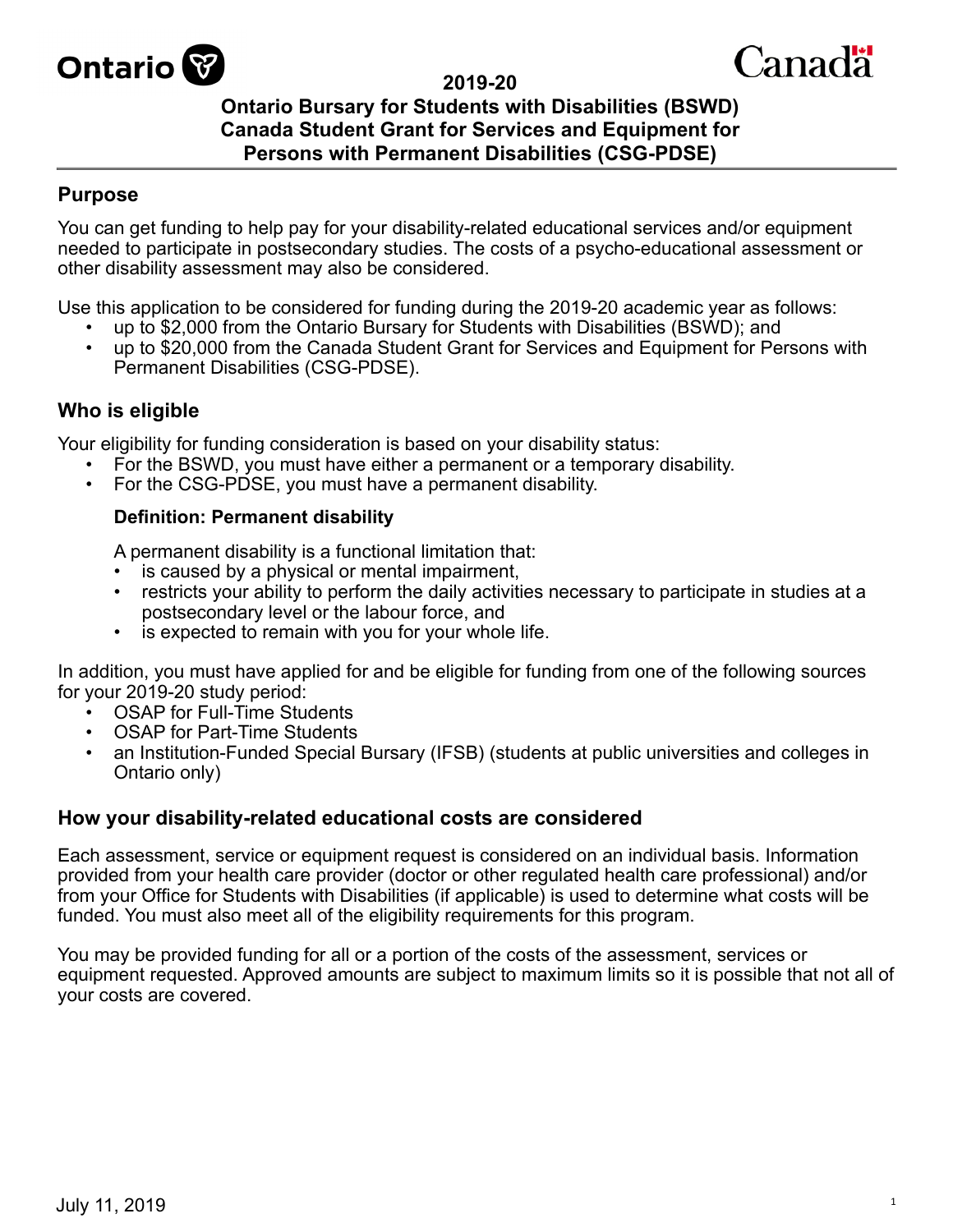# 2019-20

# Ontario Bursary for Students with Disabilities (BSWD) Canada Student Grant for Services and Equipment for Persons with Permanent Disabilities (CSG-PDSE)

## Purpose

You can get funding to help pay for your disability-related educational services and/or equipment needed to participate in postsecondary studies. The costs of a psycho-educational assessment or other disability assessment may also be considered.

Use this application to be considered for funding during the 2019-20 academic year as follows:

- up to $2,000 from the Ontario Bursary for Students with Disabilities (BSWD); and
- up to $20,000 from the Canada Student Grant for Services and Equipment for Persons with Permanent Disabilities (CSG-PDSE).

## Who is eligible

Your eligibility for funding consideration is based on your disability status:

- For the BSWD, you must have either a permanent or a temporary disability.
- For the CSG-PDSE, you must have a permanent disability.

**Definition: Permanent disability**

A permanent disability is a functional limitation that:

- is caused by a physical or mental impairment,
- restricts your ability to perform the daily activities necessary to participate in studies at a postsecondary level or the labour force, and
- is expected to remain with you for your whole life.

In addition, you must have applied for and be eligible for funding from one of the following sources for your 2019-20 study period:

- OSAP for Full-Time Students
- OSAP for Part-Time Students
- an Institution-Funded Special Bursary (IFSB) (students at public universities and colleges in Ontario only)

## How your disability-related educational costs are considered

Each assessment, service or equipment request is considered on an individual basis. Information provided from your health care provider (doctor or other regulated health care professional) and/or from your Office for Students with Disabilities (if applicable) is used to determine what costs will be funded. You must also meet all of the eligibility requirements for this program.

You may be provided funding for all or a portion of the costs of the assessment, services or equipment requested. Approved amounts are subject to maximum limits so it is possible that not all of your costs are covered.

July 11, 2019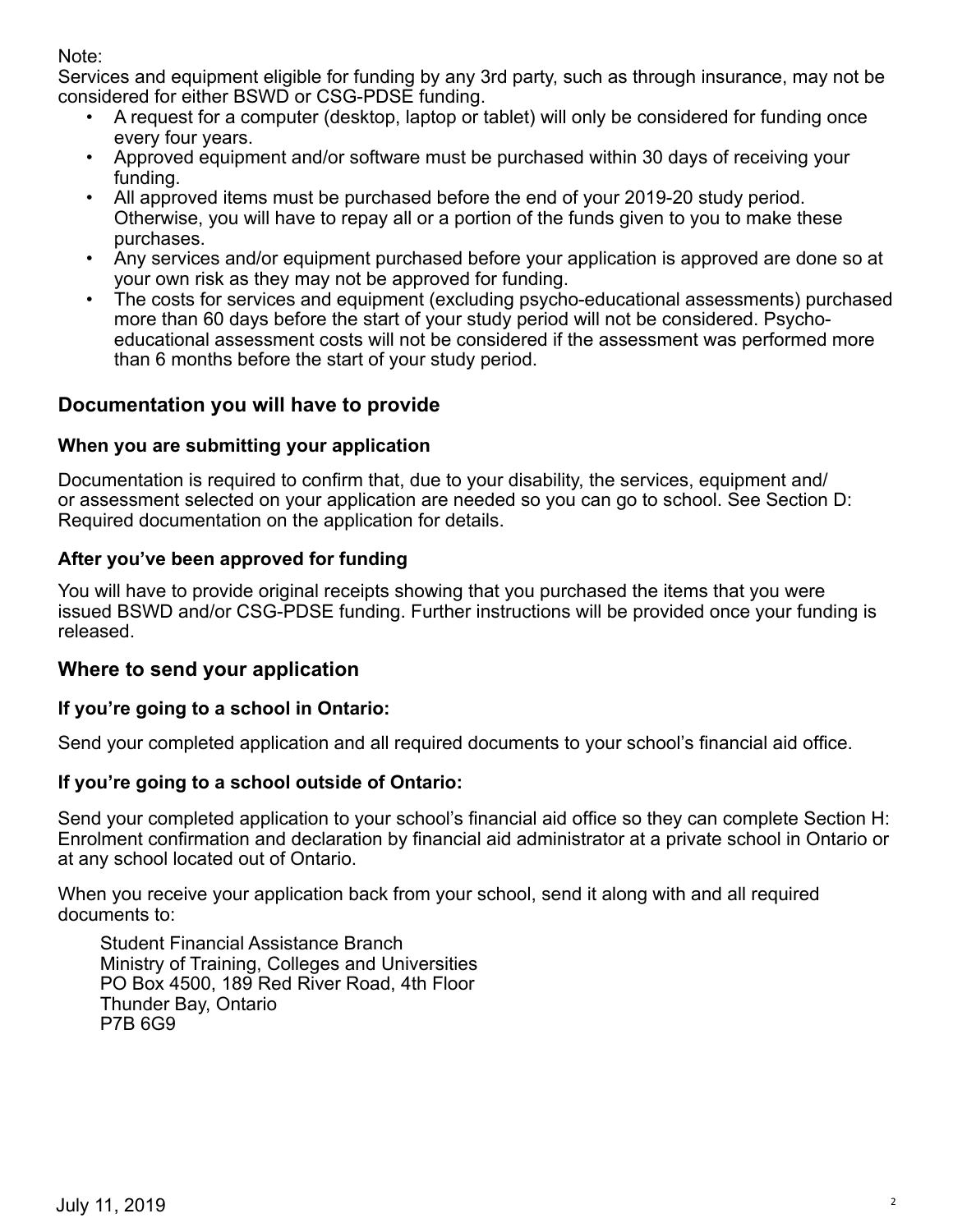Note:
Services and equipment eligible for funding by any 3rd party, such as through insurance, may not be considered for either BSWD or CSG-PDSE funding.

- A request for a computer (desktop, laptop or tablet) will only be considered for funding once every four years.
- Approved equipment and/or software must be purchased within 30 days of receiving your funding.
- All approved items must be purchased before the end of your 2019-20 study period. Otherwise, you will have to repay all or a portion of the funds given to you to make these purchases.
- Any services and/or equipment purchased before your application is approved are done so at your own risk as they may not be approved for funding.
- The costs for services and equipment (excluding psycho-educational assessments) purchased more than 60 days before the start of your study period will not be considered. Psycho-educational assessment costs will not be considered if the assessment was performed more than 6 months before the start of your study period.

## Documentation you will have to provide

### When you are submitting your application

Documentation is required to confirm that, due to your disability, the services, equipment and/or assessment selected on your application are needed so you can go to school. See Section D: Required documentation on the application for details.

### After you've been approved for funding

You will have to provide original receipts showing that you purchased the items that you were issued BSWD and/or CSG-PDSE funding. Further instructions will be provided once your funding is released.

## Where to send your application

### If you're going to a school in Ontario:

Send your completed application and all required documents to your school's financial aid office.

### If you're going to a school outside of Ontario:

Send your completed application to your school's financial aid office so they can complete Section H: Enrolment confirmation and declaration by financial aid administrator at a private school in Ontario or at any school located out of Ontario.

When you receive your application back from your school, send it along with and all required documents to:

Student Financial Assistance Branch
Ministry of Training, Colleges and Universities
PO Box 4500, 189 Red River Road, 4th Floor
Thunder Bay, Ontario
P7B 6G9

July 11, 2019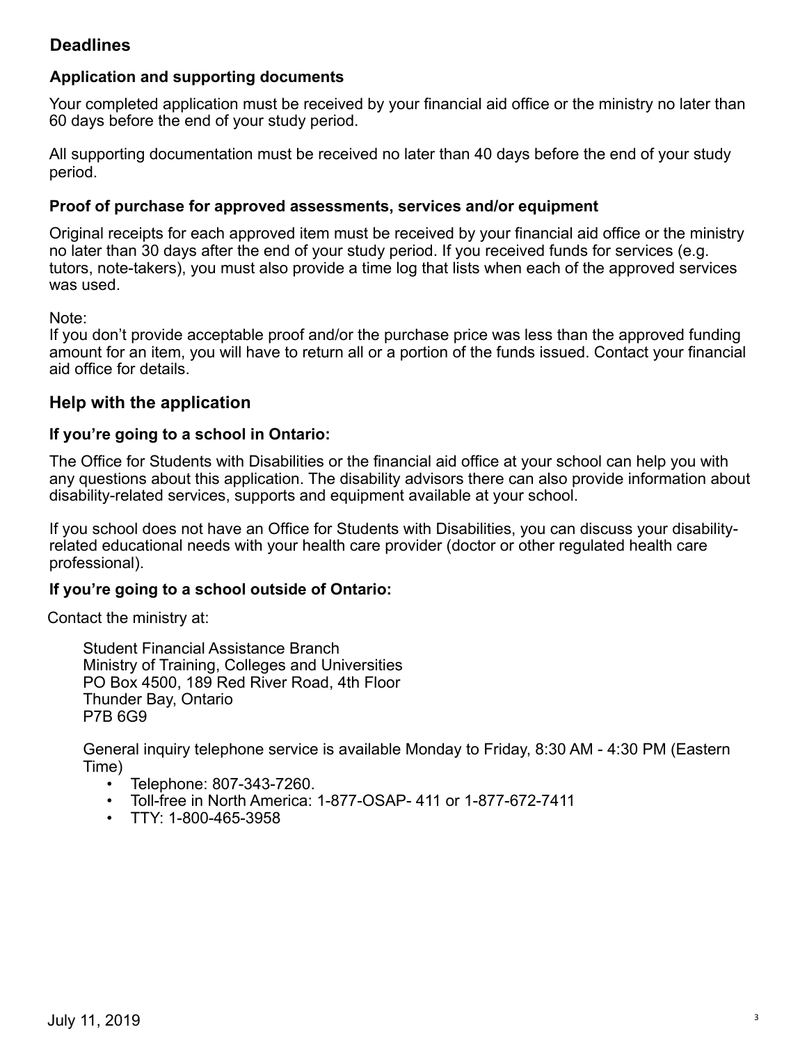## Deadlines

### Application and supporting documents

Your completed application must be received by your financial aid office or the ministry no later than 60 days before the end of your study period.

All supporting documentation must be received no later than 40 days before the end of your study period.

### Proof of purchase for approved assessments, services and/or equipment

Original receipts for each approved item must be received by your financial aid office or the ministry no later than 30 days after the end of your study period. If you received funds for services (e.g. tutors, note-takers), you must also provide a time log that lists when each of the approved services was used.

Note:
If you don't provide acceptable proof and/or the purchase price was less than the approved funding amount for an item, you will have to return all or a portion of the funds issued. Contact your financial aid office for details.

## Help with the application

### If you're going to a school in Ontario:

The Office for Students with Disabilities or the financial aid office at your school can help you with any questions about this application. The disability advisors there can also provide information about disability-related services, supports and equipment available at your school.

If you school does not have an Office for Students with Disabilities, you can discuss your disability-related educational needs with your health care provider (doctor or other regulated health care professional).

### If you're going to a school outside of Ontario:

Contact the ministry at:

Student Financial Assistance Branch
Ministry of Training, Colleges and Universities
PO Box 4500, 189 Red River Road, 4th Floor
Thunder Bay, Ontario
P7B 6G9

General inquiry telephone service is available Monday to Friday, 8:30 AM - 4:30 PM (Eastern Time)

- Telephone: 807-343-7260.
- Toll-free in North America: 1-877-OSAP- 411 or 1-877-672-7411
- TTY: 1-800-465-3958

July 11, 2019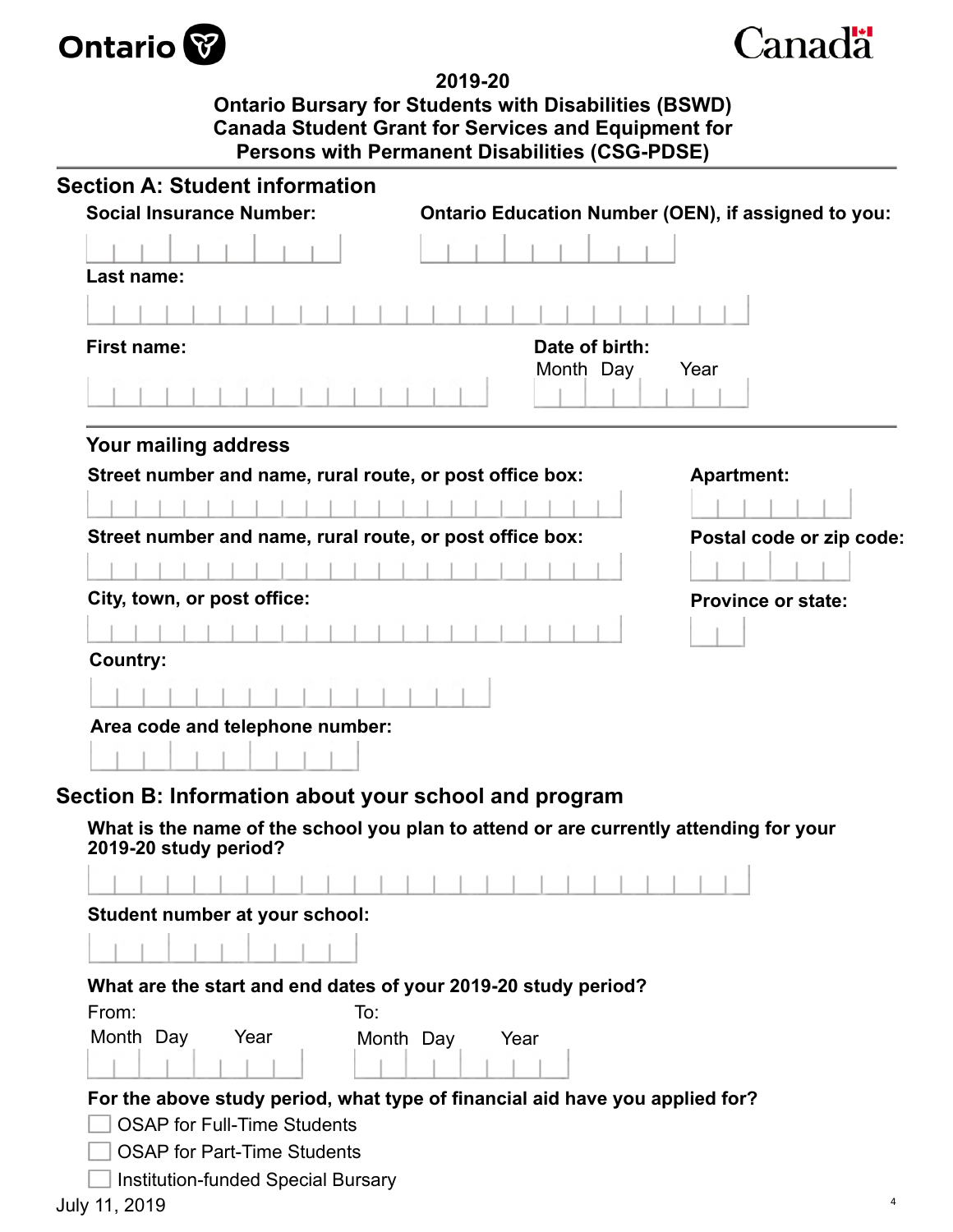Ontario

Canada

# 2019-20
# Ontario Bursary for Students with Disabilities (BSWD)
# Canada Student Grant for Services and Equipment for Persons with Permanent Disabilities (CSG-PDSE)

## Section A: Student information

**Social Insurance Number:**

**Ontario Education Number (OEN), if assigned to you:**

**Last name:**

**First name:**

**Date of birth:**
Month Day Year

### Your mailing address

**Street number and name, rural route, or post office box:**

**Apartment:**

**Street number and name, rural route, or post office box:**

**Postal code or zip code:**

**City, town, or post office:**

**Province or state:**

**Country:**

**Area code and telephone number:**

## Section B: Information about your school and program

**What is the name of the school you plan to attend or are currently attending for your 2019-20 study period?**

**Student number at your school:**

**What are the start and end dates of your 2019-20 study period?**

From:
Month Day Year

To:
Month Day Year

**For the above study period, what type of financial aid have you applied for?**

- ☐ OSAP for Full-Time Students
- ☐ OSAP for Part-Time Students
- ☐ Institution-funded Special Bursary

July 11, 2019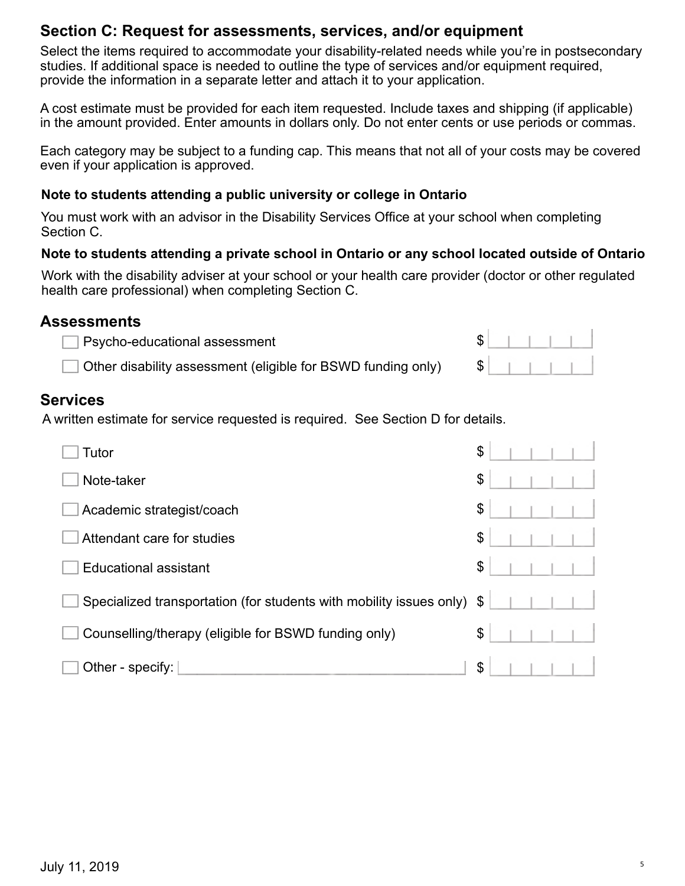## Section C: Request for assessments, services, and/or equipment

Select the items required to accommodate your disability-related needs while you're in postsecondary studies. If additional space is needed to outline the type of services and/or equipment required, provide the information in a separate letter and attach it to your application.

A cost estimate must be provided for each item requested. Include taxes and shipping (if applicable) in the amount provided. Enter amounts in dollars only. Do not enter cents or use periods or commas.

Each category may be subject to a funding cap. This means that not all of your costs may be covered even if your application is approved.

**Note to students attending a public university or college in Ontario**

You must work with an advisor in the Disability Services Office at your school when completing Section C.

**Note to students attending a private school in Ontario or any school located outside of Ontario**

Work with the disability adviser at your school or your health care provider (doctor or other regulated health care professional) when completing Section C.

## Assessments

- ☐ Psycho-educational assessment $ ______
- ☐ Other disability assessment (eligible for BSWD funding only) $ ______

## Services

A written estimate for service requested is required. See Section D for details.

- ☐ Tutor $ ______
- ☐ Note-taker $ ______
- ☐ Academic strategist/coach $ ______
- ☐ Attendant care for studies $ ______
- ☐ Educational assistant $ ______
- ☐ Specialized transportation (for students with mobility issues only) $ ______
- ☐ Counselling/therapy (eligible for BSWD funding only) $ ______
- ☐ Other - specify: ______________________ $ ______

July 11, 2019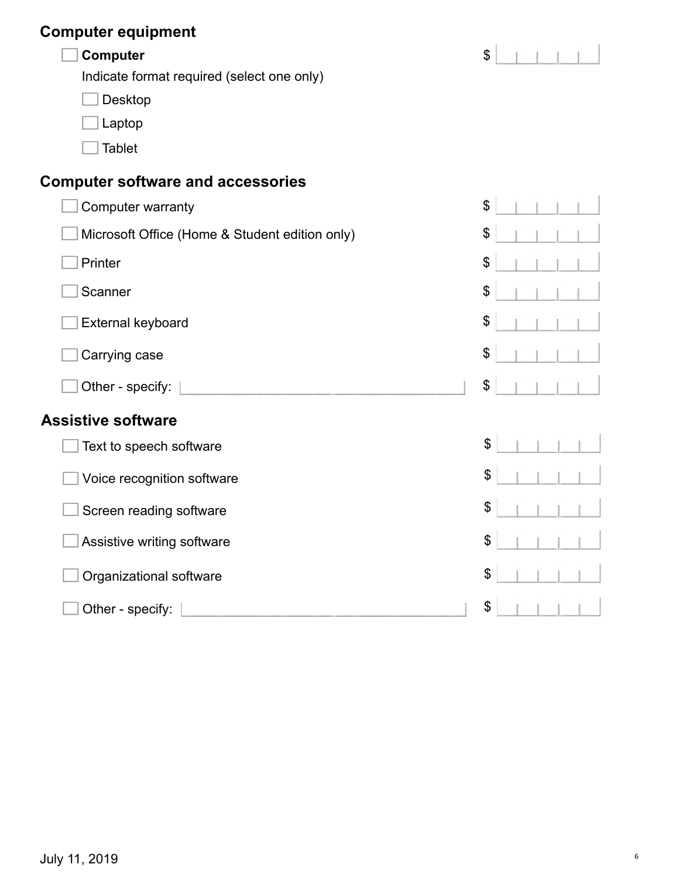## Computer equipment

- ☐ **Computer** $ ______

  Indicate format required (select one only)

  - ☐ Desktop
  - ☐ Laptop
  - ☐ Tablet

## Computer software and accessories

- ☐ Computer warranty $ ______
- ☐ Microsoft Office (Home & Student edition only) $ ______
- ☐ Printer $ ______
- ☐ Scanner $ ______
- ☐ External keyboard $ ______
- ☐ Carrying case $ ______
- ☐ Other - specify: ______ $ ______

## Assistive software

- ☐ Text to speech software $ ______
- ☐ Voice recognition software $ ______
- ☐ Screen reading software $ ______
- ☐ Assistive writing software $ ______
- ☐ Organizational software $ ______
- ☐ Other - specify: ______ $ ______

July 11, 2019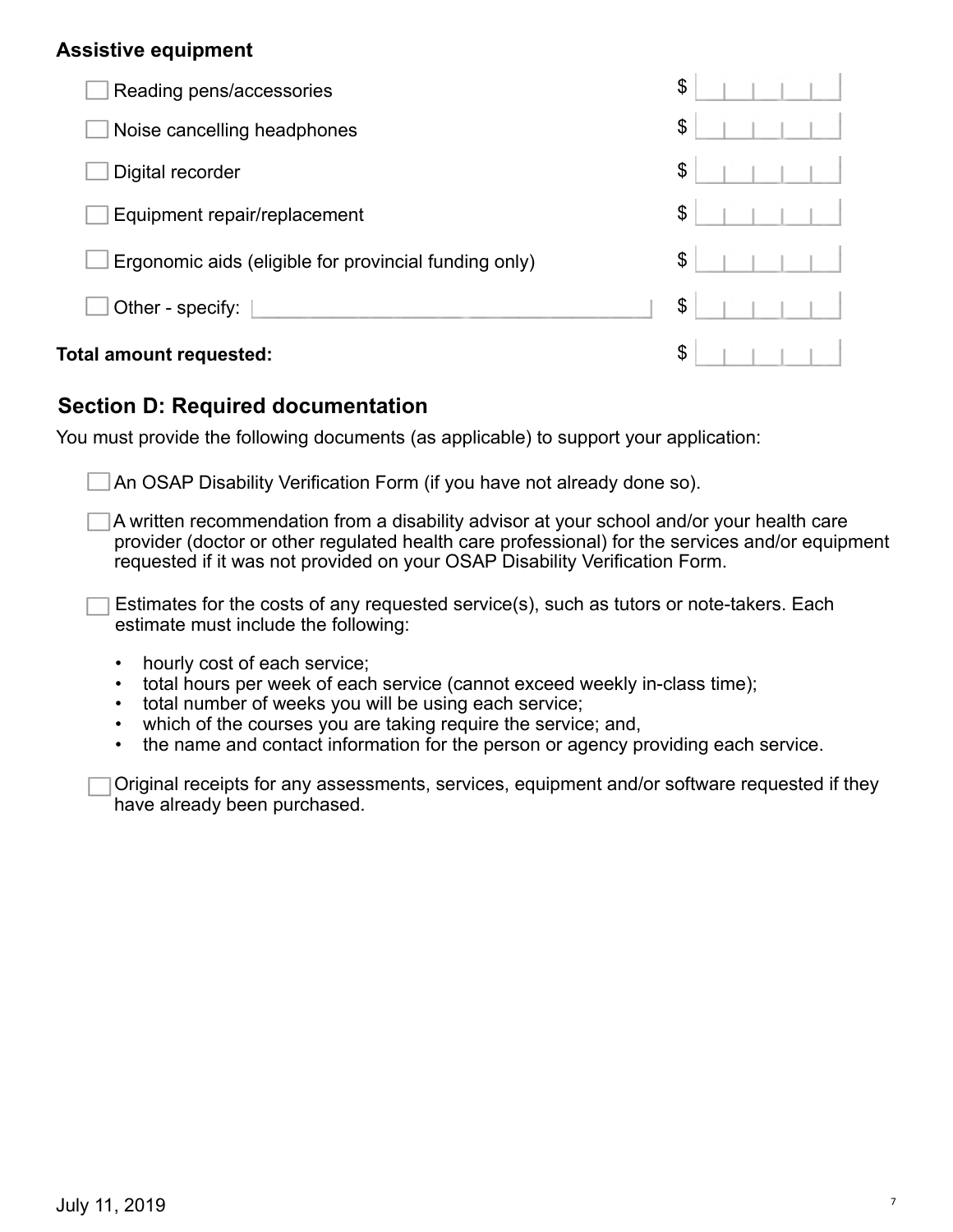**Assistive equipment**

- [ ] Reading pens/accessories $ 
- [ ] Noise cancelling headphones $ 
- [ ] Digital recorder $ 
- [ ] Equipment repair/replacement $ 
- [ ] Ergonomic aids (eligible for provincial funding only) $ 
- [ ] Other - specify: $ 

**Total amount requested:** $ 

## Section D: Required documentation

You must provide the following documents (as applicable) to support your application:

- [ ] An OSAP Disability Verification Form (if you have not already done so).
- [ ] A written recommendation from a disability advisor at your school and/or your health care provider (doctor or other regulated health care professional) for the services and/or equipment requested if it was not provided on your OSAP Disability Verification Form.
- [ ] Estimates for the costs of any requested service(s), such as tutors or note-takers. Each estimate must include the following:
  - hourly cost of each service;
  - total hours per week of each service (cannot exceed weekly in-class time);
  - total number of weeks you will be using each service;
  - which of the courses you are taking require the service; and,
  - the name and contact information for the person or agency providing each service.
- [ ] Original receipts for any assessments, services, equipment and/or software requested if they have already been purchased.

July 11, 2019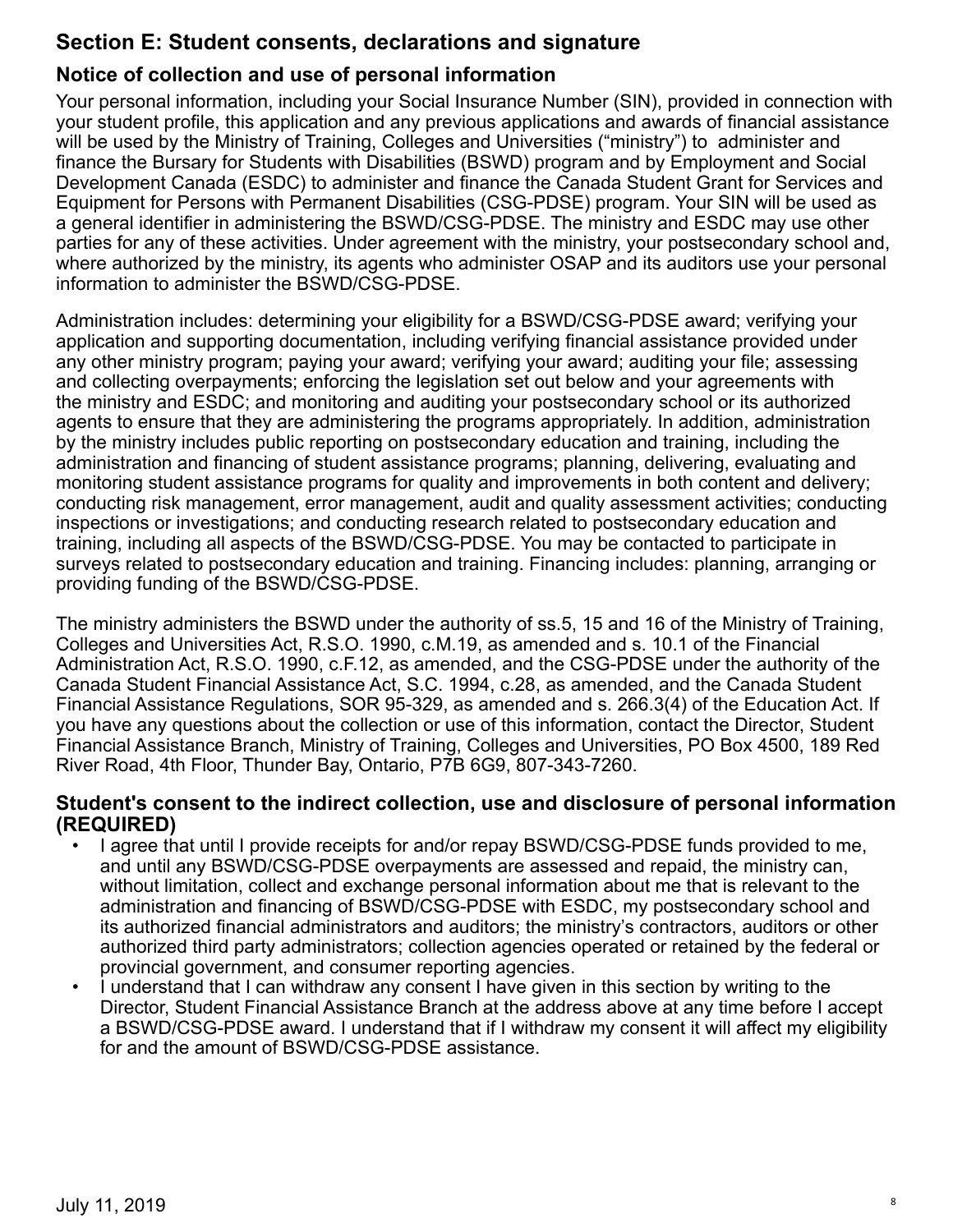## Section E: Student consents, declarations and signature

### Notice of collection and use of personal information

Your personal information, including your Social Insurance Number (SIN), provided in connection with your student profile, this application and any previous applications and awards of financial assistance will be used by the Ministry of Training, Colleges and Universities ("ministry") to administer and finance the Bursary for Students with Disabilities (BSWD) program and by Employment and Social Development Canada (ESDC) to administer and finance the Canada Student Grant for Services and Equipment for Persons with Permanent Disabilities (CSG-PDSE) program. Your SIN will be used as a general identifier in administering the BSWD/CSG-PDSE. The ministry and ESDC may use other parties for any of these activities. Under agreement with the ministry, your postsecondary school and, where authorized by the ministry, its agents who administer OSAP and its auditors use your personal information to administer the BSWD/CSG-PDSE.

Administration includes: determining your eligibility for a BSWD/CSG-PDSE award; verifying your application and supporting documentation, including verifying financial assistance provided under any other ministry program; paying your award; verifying your award; auditing your file; assessing and collecting overpayments; enforcing the legislation set out below and your agreements with the ministry and ESDC; and monitoring and auditing your postsecondary school or its authorized agents to ensure that they are administering the programs appropriately. In addition, administration by the ministry includes public reporting on postsecondary education and training, including the administration and financing of student assistance programs; planning, delivering, evaluating and monitoring student assistance programs for quality and improvements in both content and delivery; conducting risk management, error management, audit and quality assessment activities; conducting inspections or investigations; and conducting research related to postsecondary education and training, including all aspects of the BSWD/CSG-PDSE. You may be contacted to participate in surveys related to postsecondary education and training. Financing includes: planning, arranging or providing funding of the BSWD/CSG-PDSE.

The ministry administers the BSWD under the authority of ss.5, 15 and 16 of the Ministry of Training, Colleges and Universities Act, R.S.O. 1990, c.M.19, as amended and s. 10.1 of the Financial Administration Act, R.S.O. 1990, c.F.12, as amended, and the CSG-PDSE under the authority of the Canada Student Financial Assistance Act, S.C. 1994, c.28, as amended, and the Canada Student Financial Assistance Regulations, SOR 95-329, as amended and s. 266.3(4) of the Education Act. If you have any questions about the collection or use of this information, contact the Director, Student Financial Assistance Branch, Ministry of Training, Colleges and Universities, PO Box 4500, 189 Red River Road, 4th Floor, Thunder Bay, Ontario, P7B 6G9, 807-343-7260.

### Student's consent to the indirect collection, use and disclosure of personal information (REQUIRED)

- I agree that until I provide receipts for and/or repay BSWD/CSG-PDSE funds provided to me, and until any BSWD/CSG-PDSE overpayments are assessed and repaid, the ministry can, without limitation, collect and exchange personal information about me that is relevant to the administration and financing of BSWD/CSG-PDSE with ESDC, my postsecondary school and its authorized financial administrators and auditors; the ministry's contractors, auditors or other authorized third party administrators; collection agencies operated or retained by the federal or provincial government, and consumer reporting agencies.
- I understand that I can withdraw any consent I have given in this section by writing to the Director, Student Financial Assistance Branch at the address above at any time before I accept a BSWD/CSG-PDSE award. I understand that if I withdraw my consent it will affect my eligibility for and the amount of BSWD/CSG-PDSE assistance.

July 11, 2019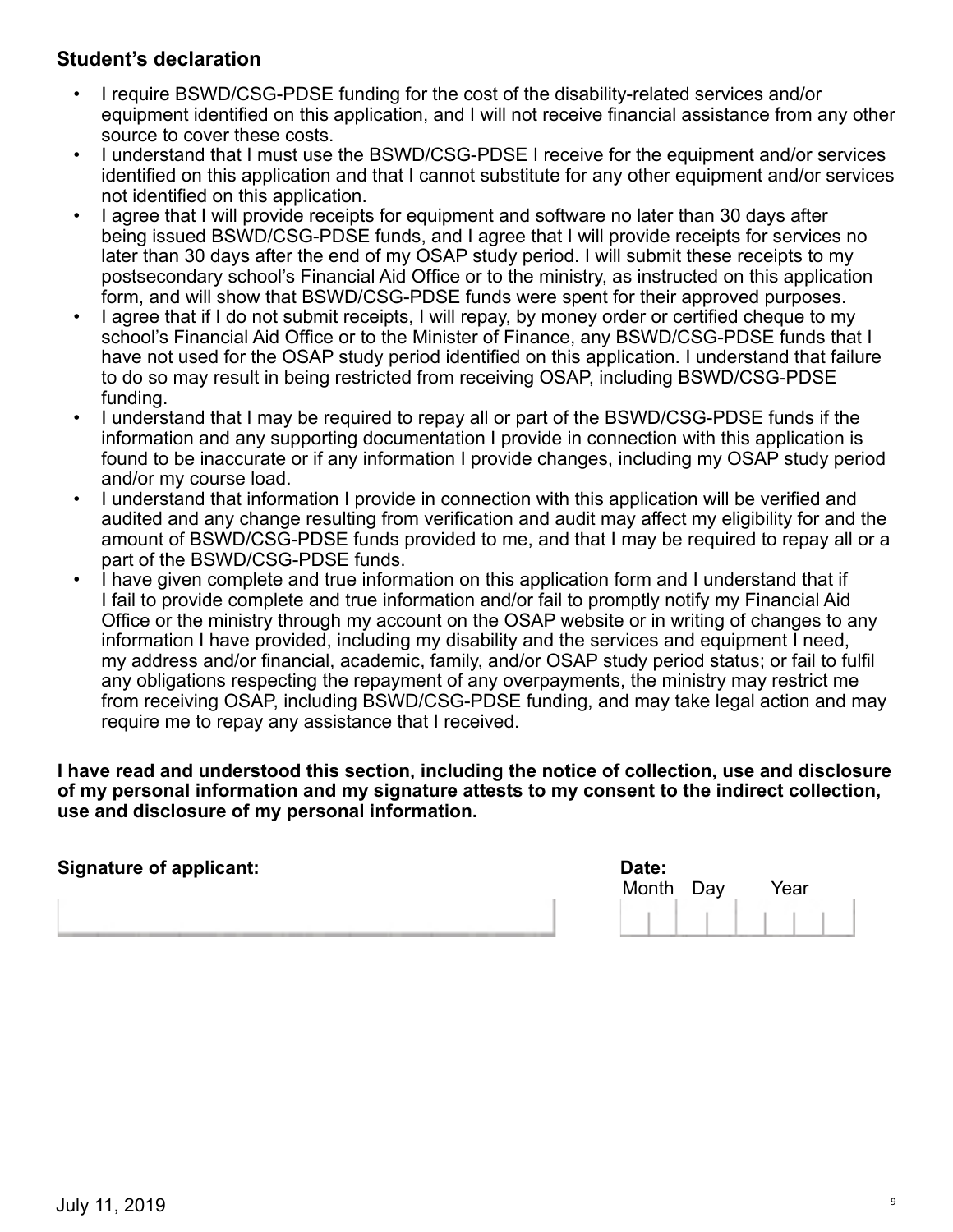## Student's declaration

- I require BSWD/CSG-PDSE funding for the cost of the disability-related services and/or equipment identified on this application, and I will not receive financial assistance from any other source to cover these costs.
- I understand that I must use the BSWD/CSG-PDSE I receive for the equipment and/or services identified on this application and that I cannot substitute for any other equipment and/or services not identified on this application.
- I agree that I will provide receipts for equipment and software no later than 30 days after being issued BSWD/CSG-PDSE funds, and I agree that I will provide receipts for services no later than 30 days after the end of my OSAP study period. I will submit these receipts to my postsecondary school's Financial Aid Office or to the ministry, as instructed on this application form, and will show that BSWD/CSG-PDSE funds were spent for their approved purposes.
- I agree that if I do not submit receipts, I will repay, by money order or certified cheque to my school's Financial Aid Office or to the Minister of Finance, any BSWD/CSG-PDSE funds that I have not used for the OSAP study period identified on this application. I understand that failure to do so may result in being restricted from receiving OSAP, including BSWD/CSG-PDSE funding.
- I understand that I may be required to repay all or part of the BSWD/CSG-PDSE funds if the information and any supporting documentation I provide in connection with this application is found to be inaccurate or if any information I provide changes, including my OSAP study period and/or my course load.
- I understand that information I provide in connection with this application will be verified and audited and any change resulting from verification and audit may affect my eligibility for and the amount of BSWD/CSG-PDSE funds provided to me, and that I may be required to repay all or a part of the BSWD/CSG-PDSE funds.
- I have given complete and true information on this application form and I understand that if I fail to provide complete and true information and/or fail to promptly notify my Financial Aid Office or the ministry through my account on the OSAP website or in writing of changes to any information I have provided, including my disability and the services and equipment I need, my address and/or financial, academic, family, and/or OSAP study period status; or fail to fulfil any obligations respecting the repayment of any overpayments, the ministry may restrict me from receiving OSAP, including BSWD/CSG-PDSE funding, and may take legal action and may require me to repay any assistance that I received.

**I have read and understood this section, including the notice of collection, use and disclosure of my personal information and my signature attests to my consent to the indirect collection, use and disclosure of my personal information.**

**Signature of applicant:** ______________________

**Date:** Month ___ Day ___ Year ______

July 11, 2019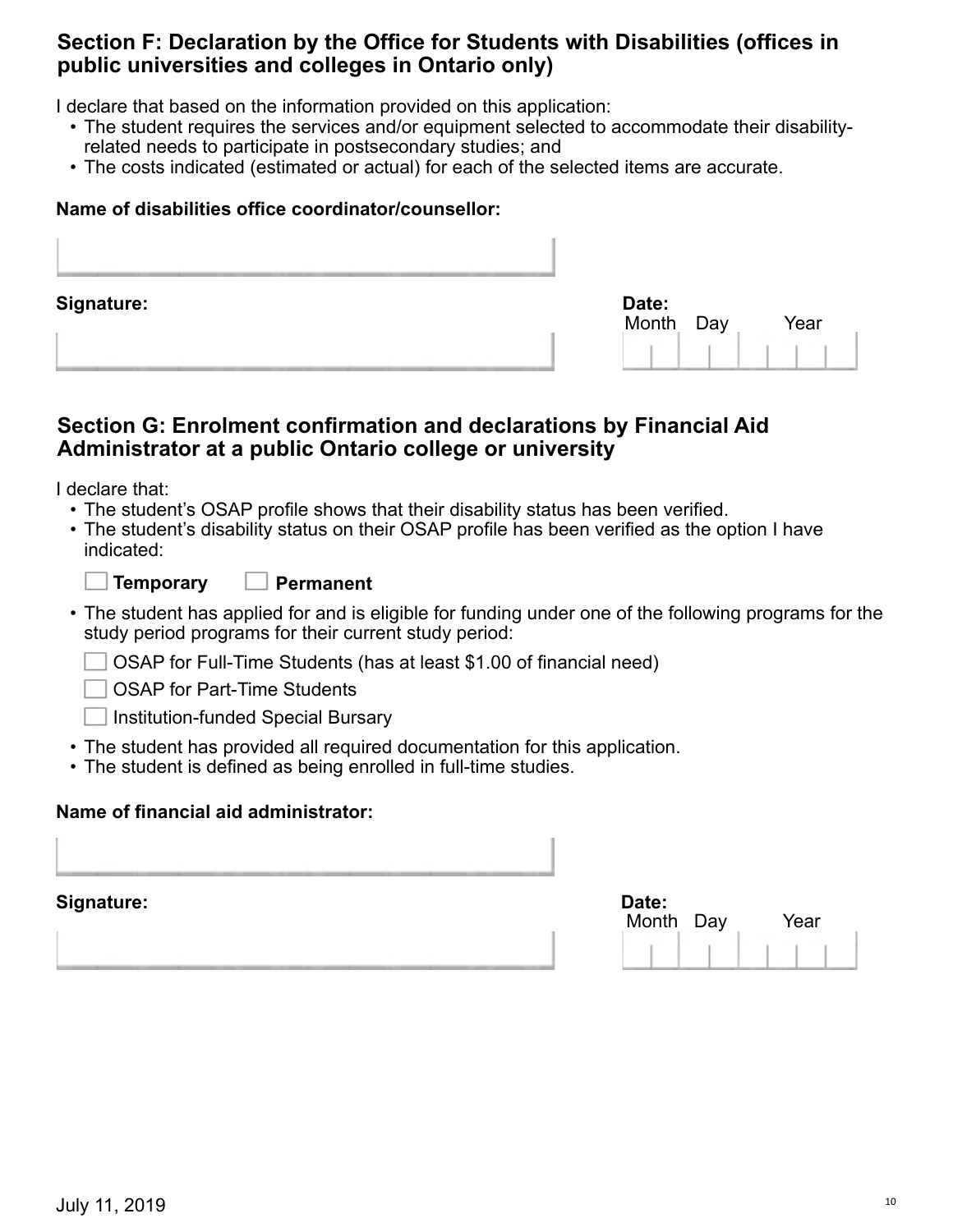## Section F: Declaration by the Office for Students with Disabilities (offices in public universities and colleges in Ontario only)

I declare that based on the information provided on this application:

- The student requires the services and/or equipment selected to accommodate their disability-related needs to participate in postsecondary studies; and
- The costs indicated (estimated or actual) for each of the selected items are accurate.

**Name of disabilities office coordinator/counsellor:**

**Signature:**

**Date:**
Month Day Year

## Section G: Enrolment confirmation and declarations by Financial Aid Administrator at a public Ontario college or university

I declare that:

- The student's OSAP profile shows that their disability status has been verified.
- The student's disability status on their OSAP profile has been verified as the option I have indicated:

☐ **Temporary** ☐ **Permanent**

- The student has applied for and is eligible for funding under one of the following programs for the study period programs for their current study period:

☐ OSAP for Full-Time Students (has at least $1.00 of financial need)

☐ OSAP for Part-Time Students

☐ Institution-funded Special Bursary

- The student has provided all required documentation for this application.
- The student is defined as being enrolled in full-time studies.

**Name of financial aid administrator:**

**Signature:**

**Date:**
Month Day Year

July 11, 2019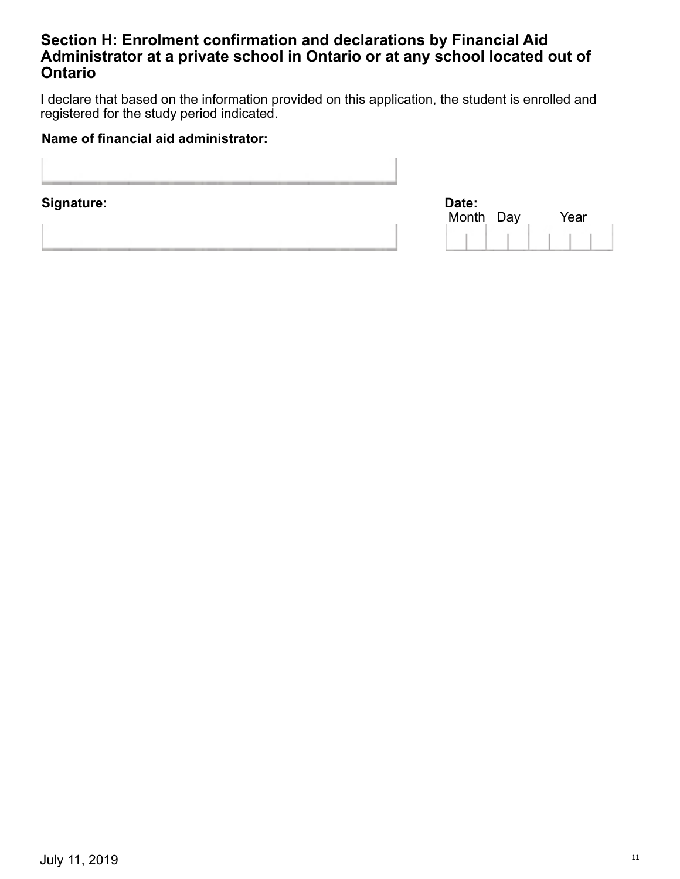## Section H: Enrolment confirmation and declarations by Financial Aid Administrator at a private school in Ontario or at any school located out of Ontario

I declare that based on the information provided on this application, the student is enrolled and registered for the study period indicated.

**Name of financial aid administrator:**

**Signature:**

**Date:**
Month Day Year

July 11, 2019